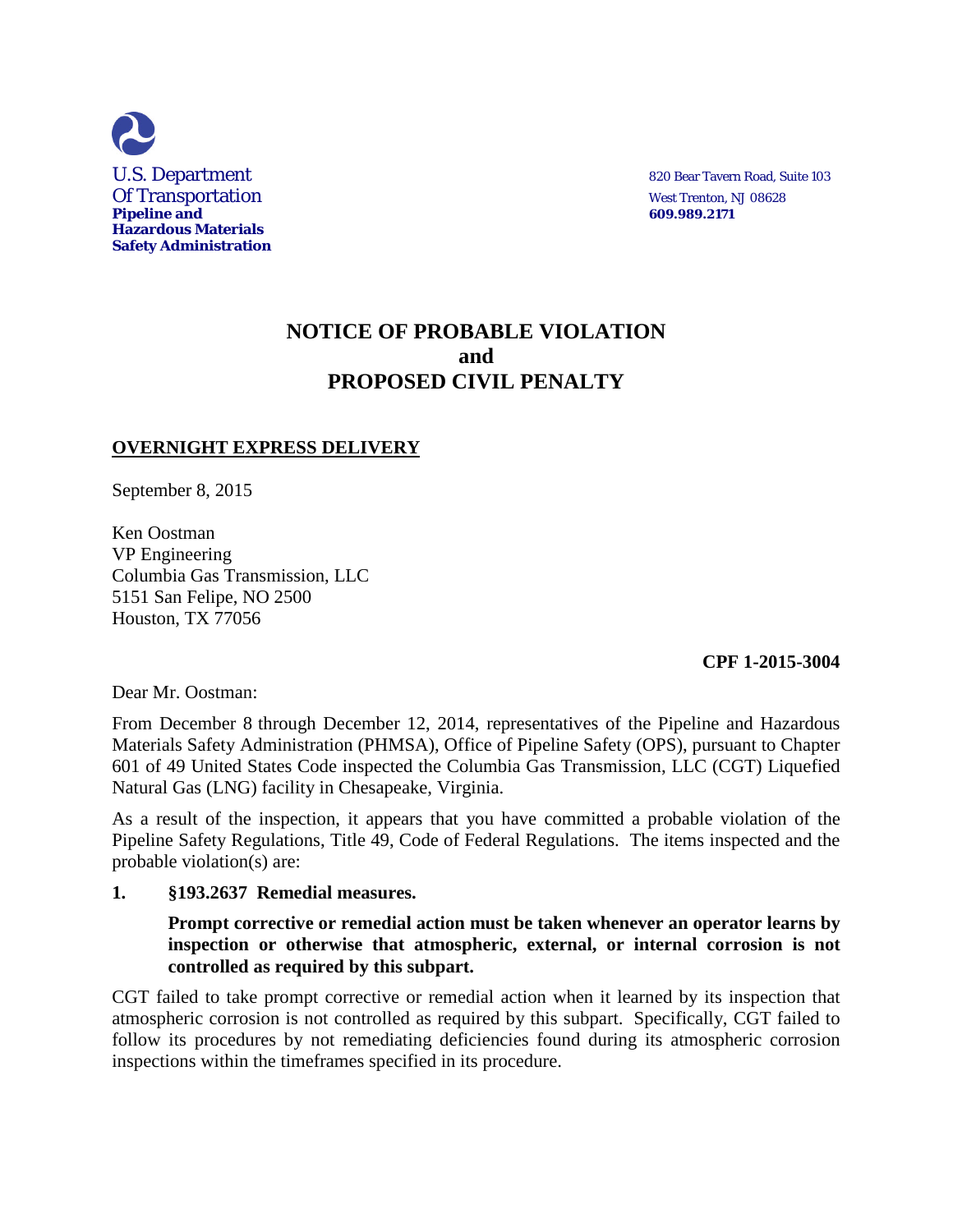U.S. Department
Of Transportation
**Pipeline and Hazardous Materials Safety Administration**

820 Bear Tavern Road, Suite 103
West Trenton, NJ 08628
**609.989.2171**

# NOTICE OF PROBABLE VIOLATION and PROPOSED CIVIL PENALTY

**OVERNIGHT EXPRESS DELIVERY**

September 8, 2015

Ken Oostman
VP Engineering
Columbia Gas Transmission, LLC
5151 San Felipe, NO 2500
Houston, TX 77056

**CPF 1-2015-3004**

Dear Mr. Oostman:

From December 8 through December 12, 2014, representatives of the Pipeline and Hazardous Materials Safety Administration (PHMSA), Office of Pipeline Safety (OPS), pursuant to Chapter 601 of 49 United States Code inspected the Columbia Gas Transmission, LLC (CGT) Liquefied Natural Gas (LNG) facility in Chesapeake, Virginia.

As a result of the inspection, it appears that you have committed a probable violation of the Pipeline Safety Regulations, Title 49, Code of Federal Regulations. The items inspected and the probable violation(s) are:

**1. §193.2637 Remedial measures.**

**Prompt corrective or remedial action must be taken whenever an operator learns by inspection or otherwise that atmospheric, external, or internal corrosion is not controlled as required by this subpart.**

CGT failed to take prompt corrective or remedial action when it learned by its inspection that atmospheric corrosion is not controlled as required by this subpart. Specifically, CGT failed to follow its procedures by not remediating deficiencies found during its atmospheric corrosion inspections within the timeframes specified in its procedure.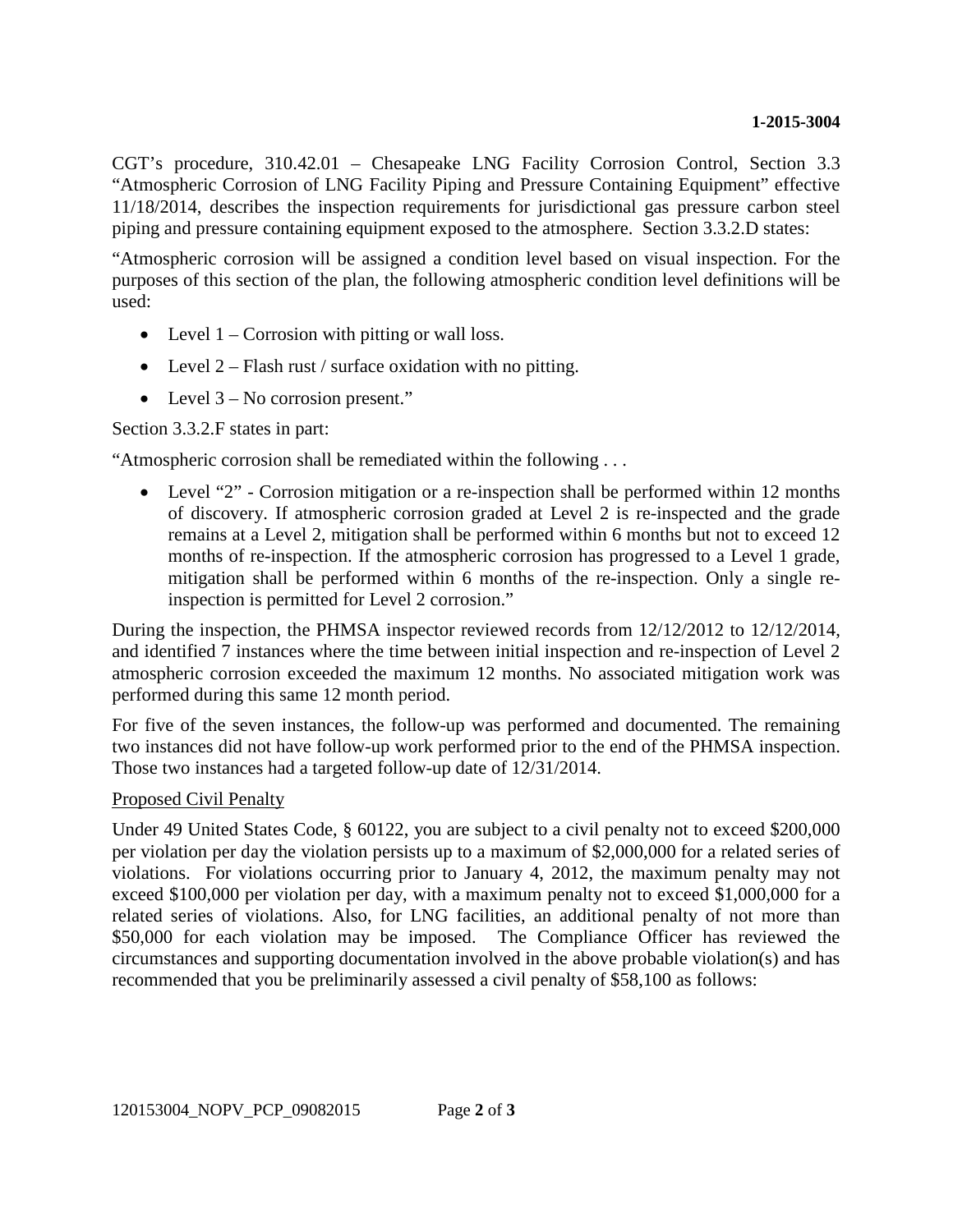CGT's procedure, 310.42.01 – Chesapeake LNG Facility Corrosion Control, Section 3.3 "Atmospheric Corrosion of LNG Facility Piping and Pressure Containing Equipment" effective 11/18/2014, describes the inspection requirements for jurisdictional gas pressure carbon steel piping and pressure containing equipment exposed to the atmosphere. Section 3.3.2.D states:

"Atmospheric corrosion will be assigned a condition level based on visual inspection. For the purposes of this section of the plan, the following atmospheric condition level definitions will be used:

- Level 1 – Corrosion with pitting or wall loss.
- Level 2 – Flash rust / surface oxidation with no pitting.
- Level 3 – No corrosion present."

Section 3.3.2.F states in part:

"Atmospheric corrosion shall be remediated within the following . . .

- Level "2" - Corrosion mitigation or a re-inspection shall be performed within 12 months of discovery. If atmospheric corrosion graded at Level 2 is re-inspected and the grade remains at a Level 2, mitigation shall be performed within 6 months but not to exceed 12 months of re-inspection. If the atmospheric corrosion has progressed to a Level 1 grade, mitigation shall be performed within 6 months of the re-inspection. Only a single re-inspection is permitted for Level 2 corrosion."

During the inspection, the PHMSA inspector reviewed records from 12/12/2012 to 12/12/2014, and identified 7 instances where the time between initial inspection and re-inspection of Level 2 atmospheric corrosion exceeded the maximum 12 months. No associated mitigation work was performed during this same 12 month period.

For five of the seven instances, the follow-up was performed and documented. The remaining two instances did not have follow-up work performed prior to the end of the PHMSA inspection. Those two instances had a targeted follow-up date of 12/31/2014.

Proposed Civil Penalty

Under 49 United States Code, § 60122, you are subject to a civil penalty not to exceed $200,000 per violation per day the violation persists up to a maximum of $2,000,000 for a related series of violations. For violations occurring prior to January 4, 2012, the maximum penalty may not exceed $100,000 per violation per day, with a maximum penalty not to exceed $1,000,000 for a related series of violations. Also, for LNG facilities, an additional penalty of not more than $50,000 for each violation may be imposed. The Compliance Officer has reviewed the circumstances and supporting documentation involved in the above probable violation(s) and has recommended that you be preliminarily assessed a civil penalty of $58,100 as follows: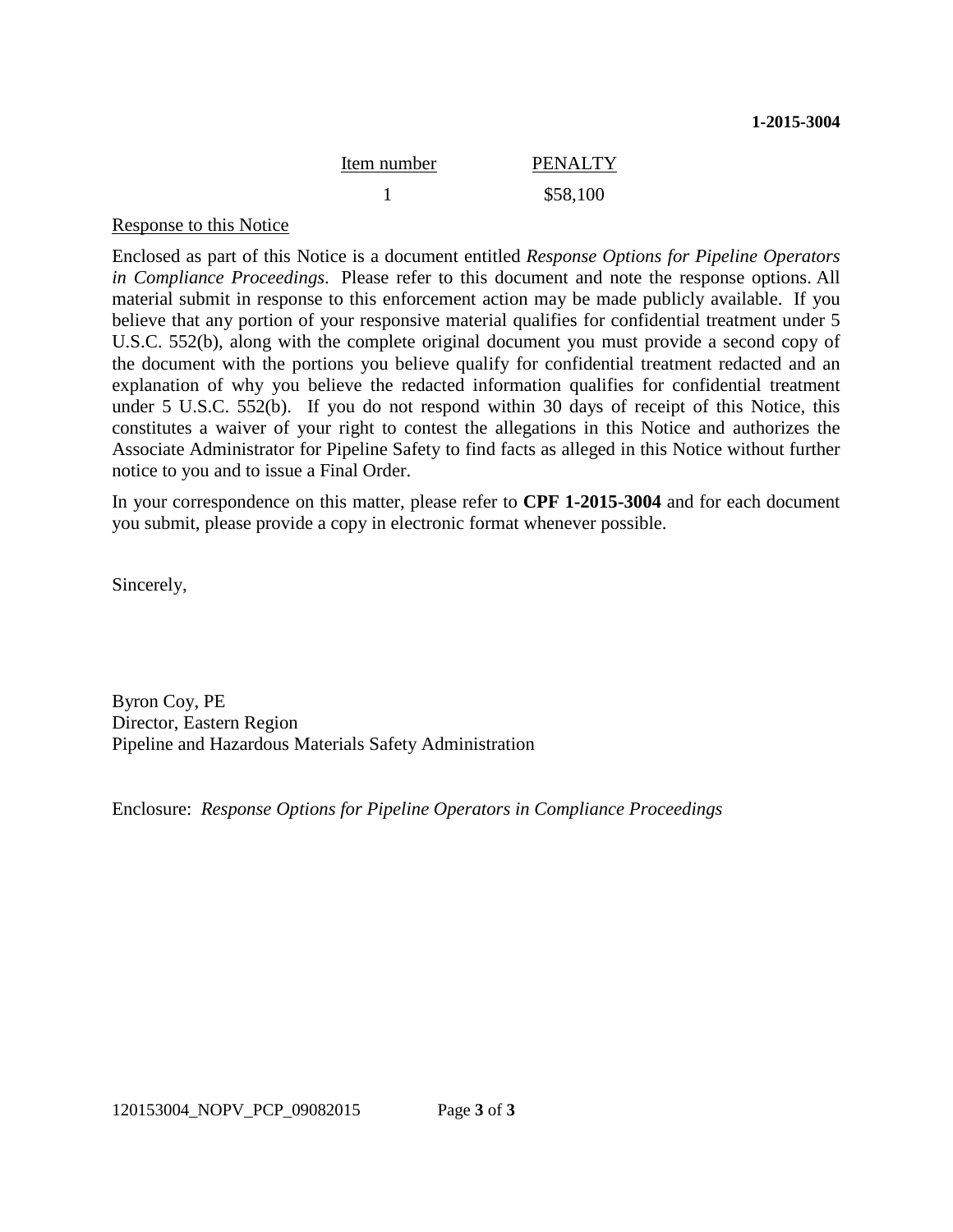| Item number | PENALTY |
| --- | --- |
| 1 | $58,100 |

Response to this Notice

Enclosed as part of this Notice is a document entitled *Response Options for Pipeline Operators in Compliance Proceedings*. Please refer to this document and note the response options. All material submit in response to this enforcement action may be made publicly available. If you believe that any portion of your responsive material qualifies for confidential treatment under 5 U.S.C. 552(b), along with the complete original document you must provide a second copy of the document with the portions you believe qualify for confidential treatment redacted and an explanation of why you believe the redacted information qualifies for confidential treatment under 5 U.S.C. 552(b). If you do not respond within 30 days of receipt of this Notice, this constitutes a waiver of your right to contest the allegations in this Notice and authorizes the Associate Administrator for Pipeline Safety to find facts as alleged in this Notice without further notice to you and to issue a Final Order.

In your correspondence on this matter, please refer to **CPF 1-2015-3004** and for each document you submit, please provide a copy in electronic format whenever possible.

Sincerely,

Byron Coy, PE
Director, Eastern Region
Pipeline and Hazardous Materials Safety Administration

Enclosure: *Response Options for Pipeline Operators in Compliance Proceedings*